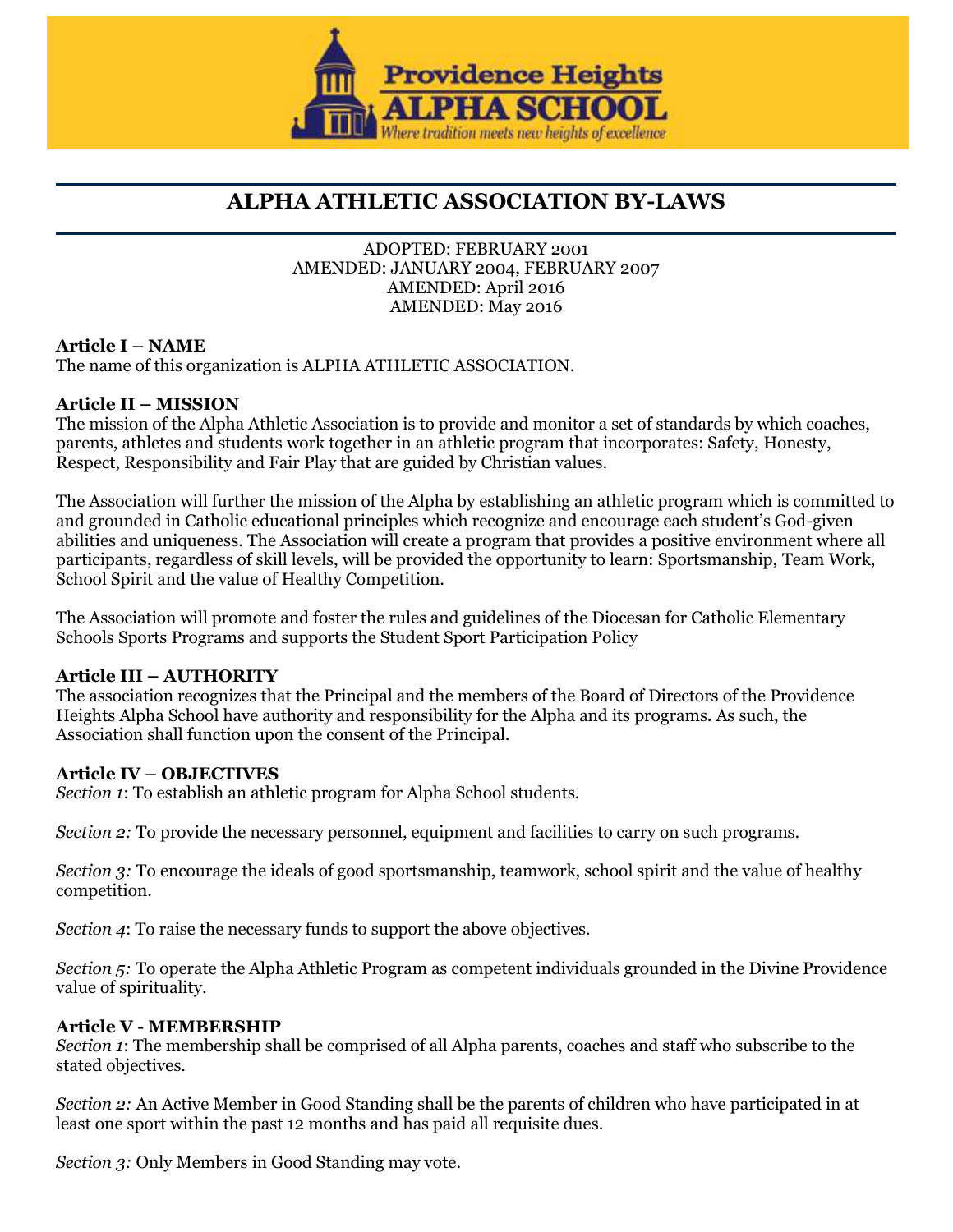Providence Heights ALPHA SCHOOL

*Where tradition meets new heights of excellence*

# ALPHA ATHLETIC ASSOCIATION BY-LAWS

ADOPTED: FEBRUARY 2001
AMENDED: JANUARY 2004, FEBRUARY 2007
AMENDED: April 2016
AMENDED: May 2016

**Article I – NAME**
The name of this organization is ALPHA ATHLETIC ASSOCIATION.

**Article II – MISSION**
The mission of the Alpha Athletic Association is to provide and monitor a set of standards by which coaches, parents, athletes and students work together in an athletic program that incorporates: Safety, Honesty, Respect, Responsibility and Fair Play that are guided by Christian values.

The Association will further the mission of the Alpha by establishing an athletic program which is committed to and grounded in Catholic educational principles which recognize and encourage each student's God-given abilities and uniqueness. The Association will create a program that provides a positive environment where all participants, regardless of skill levels, will be provided the opportunity to learn: Sportsmanship, Team Work, School Spirit and the value of Healthy Competition.

The Association will promote and foster the rules and guidelines of the Diocesan for Catholic Elementary Schools Sports Programs and supports the Student Sport Participation Policy

**Article III – AUTHORITY**
The association recognizes that the Principal and the members of the Board of Directors of the Providence Heights Alpha School have authority and responsibility for the Alpha and its programs. As such, the Association shall function upon the consent of the Principal.

**Article IV – OBJECTIVES**
*Section 1*: To establish an athletic program for Alpha School students.

*Section 2:* To provide the necessary personnel, equipment and facilities to carry on such programs.

*Section 3:* To encourage the ideals of good sportsmanship, teamwork, school spirit and the value of healthy competition.

*Section 4*: To raise the necessary funds to support the above objectives.

*Section 5:* To operate the Alpha Athletic Program as competent individuals grounded in the Divine Providence value of spirituality.

**Article V - MEMBERSHIP**
*Section 1*: The membership shall be comprised of all Alpha parents, coaches and staff who subscribe to the stated objectives.

*Section 2:* An Active Member in Good Standing shall be the parents of children who have participated in at least one sport within the past 12 months and has paid all requisite dues.

*Section 3:* Only Members in Good Standing may vote.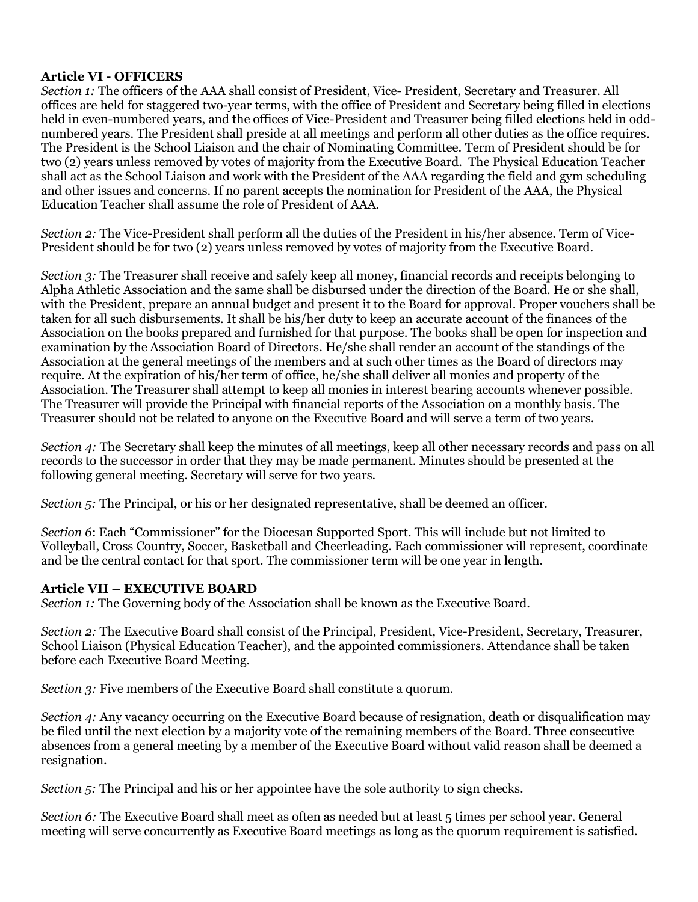### Article VI - OFFICERS

*Section 1:* The officers of the AAA shall consist of President, Vice- President, Secretary and Treasurer. All offices are held for staggered two-year terms, with the office of President and Secretary being filled in elections held in even-numbered years, and the offices of Vice-President and Treasurer being filled elections held in odd-numbered years. The President shall preside at all meetings and perform all other duties as the office requires. The President is the School Liaison and the chair of Nominating Committee. Term of President should be for two (2) years unless removed by votes of majority from the Executive Board. The Physical Education Teacher shall act as the School Liaison and work with the President of the AAA regarding the field and gym scheduling and other issues and concerns. If no parent accepts the nomination for President of the AAA, the Physical Education Teacher shall assume the role of President of AAA.

*Section 2:* The Vice-President shall perform all the duties of the President in his/her absence. Term of Vice-President should be for two (2) years unless removed by votes of majority from the Executive Board.

*Section 3:* The Treasurer shall receive and safely keep all money, financial records and receipts belonging to Alpha Athletic Association and the same shall be disbursed under the direction of the Board. He or she shall, with the President, prepare an annual budget and present it to the Board for approval. Proper vouchers shall be taken for all such disbursements. It shall be his/her duty to keep an accurate account of the finances of the Association on the books prepared and furnished for that purpose. The books shall be open for inspection and examination by the Association Board of Directors. He/she shall render an account of the standings of the Association at the general meetings of the members and at such other times as the Board of directors may require. At the expiration of his/her term of office, he/she shall deliver all monies and property of the Association. The Treasurer shall attempt to keep all monies in interest bearing accounts whenever possible. The Treasurer will provide the Principal with financial reports of the Association on a monthly basis. The Treasurer should not be related to anyone on the Executive Board and will serve a term of two years.

*Section 4:* The Secretary shall keep the minutes of all meetings, keep all other necessary records and pass on all records to the successor in order that they may be made permanent. Minutes should be presented at the following general meeting. Secretary will serve for two years.

*Section 5:* The Principal, or his or her designated representative, shall be deemed an officer.

*Section 6*: Each "Commissioner" for the Diocesan Supported Sport. This will include but not limited to Volleyball, Cross Country, Soccer, Basketball and Cheerleading. Each commissioner will represent, coordinate and be the central contact for that sport. The commissioner term will be one year in length.

### Article VII – EXECUTIVE BOARD

*Section 1:* The Governing body of the Association shall be known as the Executive Board.

*Section 2:* The Executive Board shall consist of the Principal, President, Vice-President, Secretary, Treasurer, School Liaison (Physical Education Teacher), and the appointed commissioners. Attendance shall be taken before each Executive Board Meeting.

*Section 3:* Five members of the Executive Board shall constitute a quorum.

*Section 4:* Any vacancy occurring on the Executive Board because of resignation, death or disqualification may be filed until the next election by a majority vote of the remaining members of the Board. Three consecutive absences from a general meeting by a member of the Executive Board without valid reason shall be deemed a resignation.

*Section 5:* The Principal and his or her appointee have the sole authority to sign checks.

*Section 6:* The Executive Board shall meet as often as needed but at least 5 times per school year. General meeting will serve concurrently as Executive Board meetings as long as the quorum requirement is satisfied.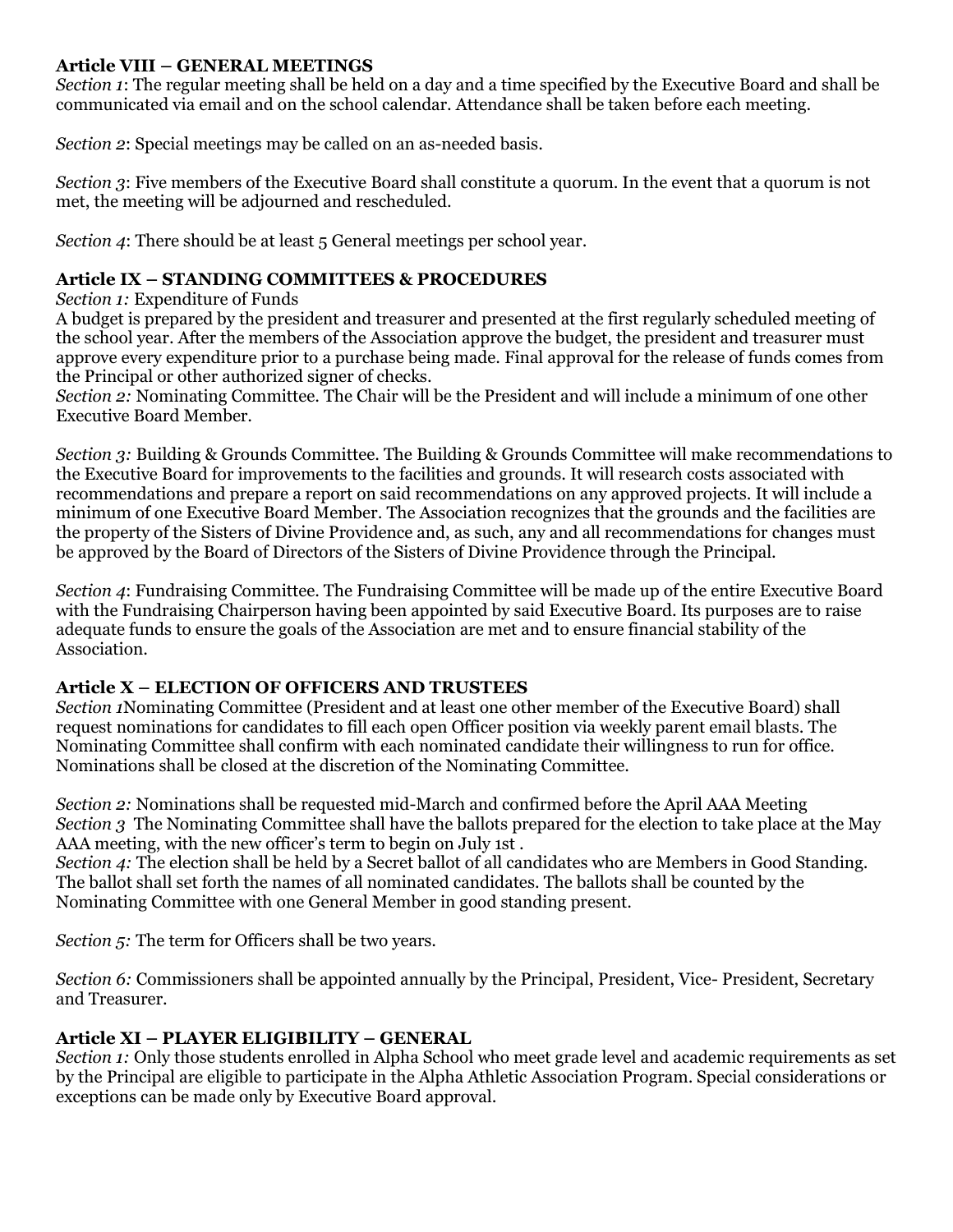### Article VIII – GENERAL MEETINGS

*Section 1*: The regular meeting shall be held on a day and a time specified by the Executive Board and shall be communicated via email and on the school calendar. Attendance shall be taken before each meeting.

*Section 2*: Special meetings may be called on an as-needed basis.

*Section 3*: Five members of the Executive Board shall constitute a quorum. In the event that a quorum is not met, the meeting will be adjourned and rescheduled.

*Section 4*: There should be at least 5 General meetings per school year.

### Article IX – STANDING COMMITTEES & PROCEDURES

*Section 1:* Expenditure of Funds
A budget is prepared by the president and treasurer and presented at the first regularly scheduled meeting of the school year. After the members of the Association approve the budget, the president and treasurer must approve every expenditure prior to a purchase being made. Final approval for the release of funds comes from the Principal or other authorized signer of checks.
*Section 2:* Nominating Committee. The Chair will be the President and will include a minimum of one other Executive Board Member.

*Section 3:* Building & Grounds Committee. The Building & Grounds Committee will make recommendations to the Executive Board for improvements to the facilities and grounds. It will research costs associated with recommendations and prepare a report on said recommendations on any approved projects. It will include a minimum of one Executive Board Member. The Association recognizes that the grounds and the facilities are the property of the Sisters of Divine Providence and, as such, any and all recommendations for changes must be approved by the Board of Directors of the Sisters of Divine Providence through the Principal.

*Section 4*: Fundraising Committee. The Fundraising Committee will be made up of the entire Executive Board with the Fundraising Chairperson having been appointed by said Executive Board. Its purposes are to raise adequate funds to ensure the goals of the Association are met and to ensure financial stability of the Association.

### Article X – ELECTION OF OFFICERS AND TRUSTEES

*Section 1*Nominating Committee (President and at least one other member of the Executive Board) shall request nominations for candidates to fill each open Officer position via weekly parent email blasts. The Nominating Committee shall confirm with each nominated candidate their willingness to run for office. Nominations shall be closed at the discretion of the Nominating Committee.

*Section 2:* Nominations shall be requested mid-March and confirmed before the April AAA Meeting
*Section 3* The Nominating Committee shall have the ballots prepared for the election to take place at the May AAA meeting, with the new officer's term to begin on July 1st .
*Section 4:* The election shall be held by a Secret ballot of all candidates who are Members in Good Standing. The ballot shall set forth the names of all nominated candidates. The ballots shall be counted by the Nominating Committee with one General Member in good standing present.

*Section 5:* The term for Officers shall be two years.

*Section 6:* Commissioners shall be appointed annually by the Principal, President, Vice- President, Secretary and Treasurer.

### Article XI – PLAYER ELIGIBILITY – GENERAL

*Section 1:* Only those students enrolled in Alpha School who meet grade level and academic requirements as set by the Principal are eligible to participate in the Alpha Athletic Association Program. Special considerations or exceptions can be made only by Executive Board approval.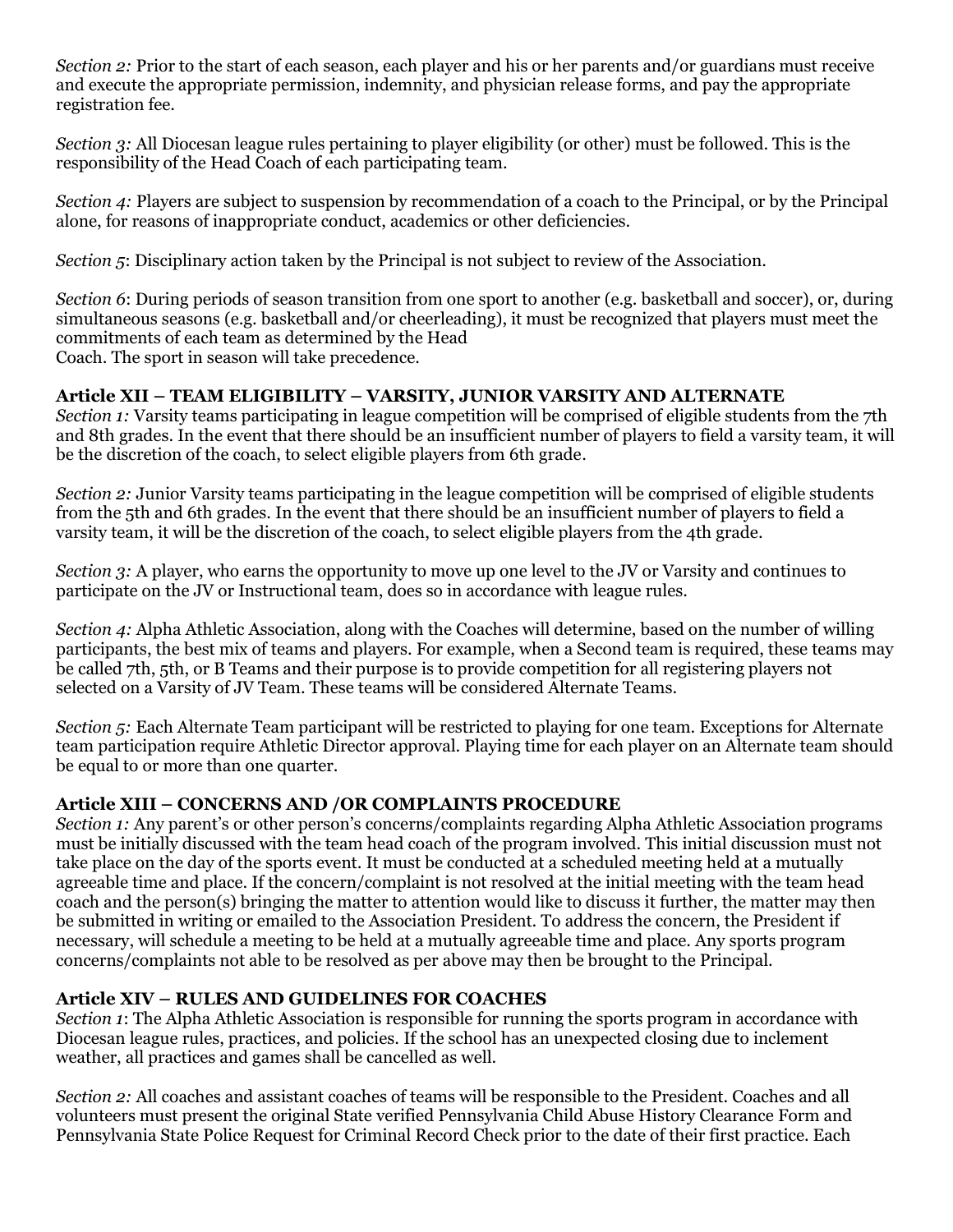*Section 2:* Prior to the start of each season, each player and his or her parents and/or guardians must receive and execute the appropriate permission, indemnity, and physician release forms, and pay the appropriate registration fee.

*Section 3:* All Diocesan league rules pertaining to player eligibility (or other) must be followed. This is the responsibility of the Head Coach of each participating team.

*Section 4:* Players are subject to suspension by recommendation of a coach to the Principal, or by the Principal alone, for reasons of inappropriate conduct, academics or other deficiencies.

*Section 5*: Disciplinary action taken by the Principal is not subject to review of the Association.

*Section 6*: During periods of season transition from one sport to another (e.g. basketball and soccer), or, during simultaneous seasons (e.g. basketball and/or cheerleading), it must be recognized that players must meet the commitments of each team as determined by the Head
Coach. The sport in season will take precedence.

**Article XII – TEAM ELIGIBILITY – VARSITY, JUNIOR VARSITY AND ALTERNATE**

*Section 1:* Varsity teams participating in league competition will be comprised of eligible students from the 7th and 8th grades. In the event that there should be an insufficient number of players to field a varsity team, it will be the discretion of the coach, to select eligible players from 6th grade.

*Section 2:* Junior Varsity teams participating in the league competition will be comprised of eligible students from the 5th and 6th grades. In the event that there should be an insufficient number of players to field a varsity team, it will be the discretion of the coach, to select eligible players from the 4th grade.

*Section 3:* A player, who earns the opportunity to move up one level to the JV or Varsity and continues to participate on the JV or Instructional team, does so in accordance with league rules.

*Section 4:* Alpha Athletic Association, along with the Coaches will determine, based on the number of willing participants, the best mix of teams and players. For example, when a Second team is required, these teams may be called 7th, 5th, or B Teams and their purpose is to provide competition for all registering players not selected on a Varsity of JV Team. These teams will be considered Alternate Teams.

*Section 5:* Each Alternate Team participant will be restricted to playing for one team. Exceptions for Alternate team participation require Athletic Director approval. Playing time for each player on an Alternate team should be equal to or more than one quarter.

**Article XIII – CONCERNS AND /OR COMPLAINTS PROCEDURE**

*Section 1:* Any parent's or other person's concerns/complaints regarding Alpha Athletic Association programs must be initially discussed with the team head coach of the program involved. This initial discussion must not take place on the day of the sports event. It must be conducted at a scheduled meeting held at a mutually agreeable time and place. If the concern/complaint is not resolved at the initial meeting with the team head coach and the person(s) bringing the matter to attention would like to discuss it further, the matter may then be submitted in writing or emailed to the Association President. To address the concern, the President if necessary, will schedule a meeting to be held at a mutually agreeable time and place. Any sports program concerns/complaints not able to be resolved as per above may then be brought to the Principal.

**Article XIV – RULES AND GUIDELINES FOR COACHES**

*Section 1*: The Alpha Athletic Association is responsible for running the sports program in accordance with Diocesan league rules, practices, and policies. If the school has an unexpected closing due to inclement weather, all practices and games shall be cancelled as well.

*Section 2:* All coaches and assistant coaches of teams will be responsible to the President. Coaches and all volunteers must present the original State verified Pennsylvania Child Abuse History Clearance Form and Pennsylvania State Police Request for Criminal Record Check prior to the date of their first practice. Each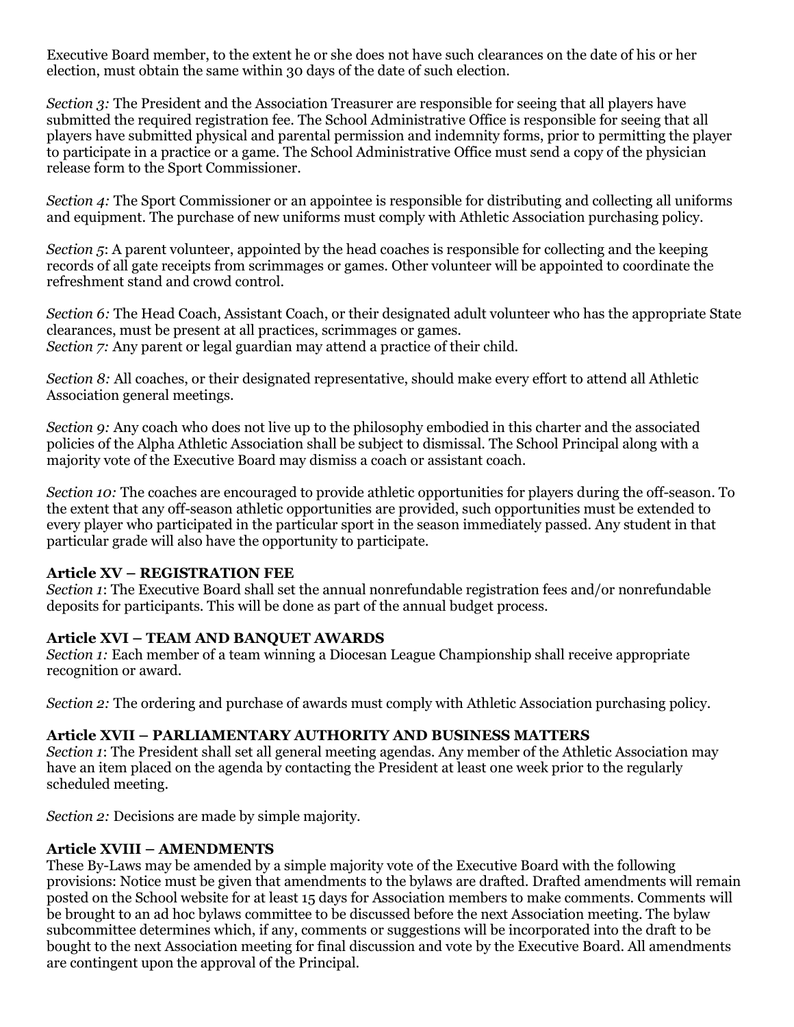Executive Board member, to the extent he or she does not have such clearances on the date of his or her election, must obtain the same within 30 days of the date of such election.

*Section 3:* The President and the Association Treasurer are responsible for seeing that all players have submitted the required registration fee. The School Administrative Office is responsible for seeing that all players have submitted physical and parental permission and indemnity forms, prior to permitting the player to participate in a practice or a game. The School Administrative Office must send a copy of the physician release form to the Sport Commissioner.

*Section 4:* The Sport Commissioner or an appointee is responsible for distributing and collecting all uniforms and equipment. The purchase of new uniforms must comply with Athletic Association purchasing policy.

*Section 5*: A parent volunteer, appointed by the head coaches is responsible for collecting and the keeping records of all gate receipts from scrimmages or games. Other volunteer will be appointed to coordinate the refreshment stand and crowd control.

*Section 6:* The Head Coach, Assistant Coach, or their designated adult volunteer who has the appropriate State clearances, must be present at all practices, scrimmages or games.
*Section 7:* Any parent or legal guardian may attend a practice of their child.

*Section 8:* All coaches, or their designated representative, should make every effort to attend all Athletic Association general meetings.

*Section 9:* Any coach who does not live up to the philosophy embodied in this charter and the associated policies of the Alpha Athletic Association shall be subject to dismissal. The School Principal along with a majority vote of the Executive Board may dismiss a coach or assistant coach.

*Section 10:* The coaches are encouraged to provide athletic opportunities for players during the off-season. To the extent that any off-season athletic opportunities are provided, such opportunities must be extended to every player who participated in the particular sport in the season immediately passed. Any student in that particular grade will also have the opportunity to participate.

### Article XV – REGISTRATION FEE

*Section 1*: The Executive Board shall set the annual nonrefundable registration fees and/or nonrefundable deposits for participants. This will be done as part of the annual budget process.

### Article XVI – TEAM AND BANQUET AWARDS

*Section 1:* Each member of a team winning a Diocesan League Championship shall receive appropriate recognition or award.

*Section 2:* The ordering and purchase of awards must comply with Athletic Association purchasing policy.

### Article XVII – PARLIAMENTARY AUTHORITY AND BUSINESS MATTERS

*Section 1*: The President shall set all general meeting agendas. Any member of the Athletic Association may have an item placed on the agenda by contacting the President at least one week prior to the regularly scheduled meeting.

*Section 2:* Decisions are made by simple majority.

### Article XVIII – AMENDMENTS

These By-Laws may be amended by a simple majority vote of the Executive Board with the following provisions: Notice must be given that amendments to the bylaws are drafted. Drafted amendments will remain posted on the School website for at least 15 days for Association members to make comments. Comments will be brought to an ad hoc bylaws committee to be discussed before the next Association meeting. The bylaw subcommittee determines which, if any, comments or suggestions will be incorporated into the draft to be bought to the next Association meeting for final discussion and vote by the Executive Board. All amendments are contingent upon the approval of the Principal.